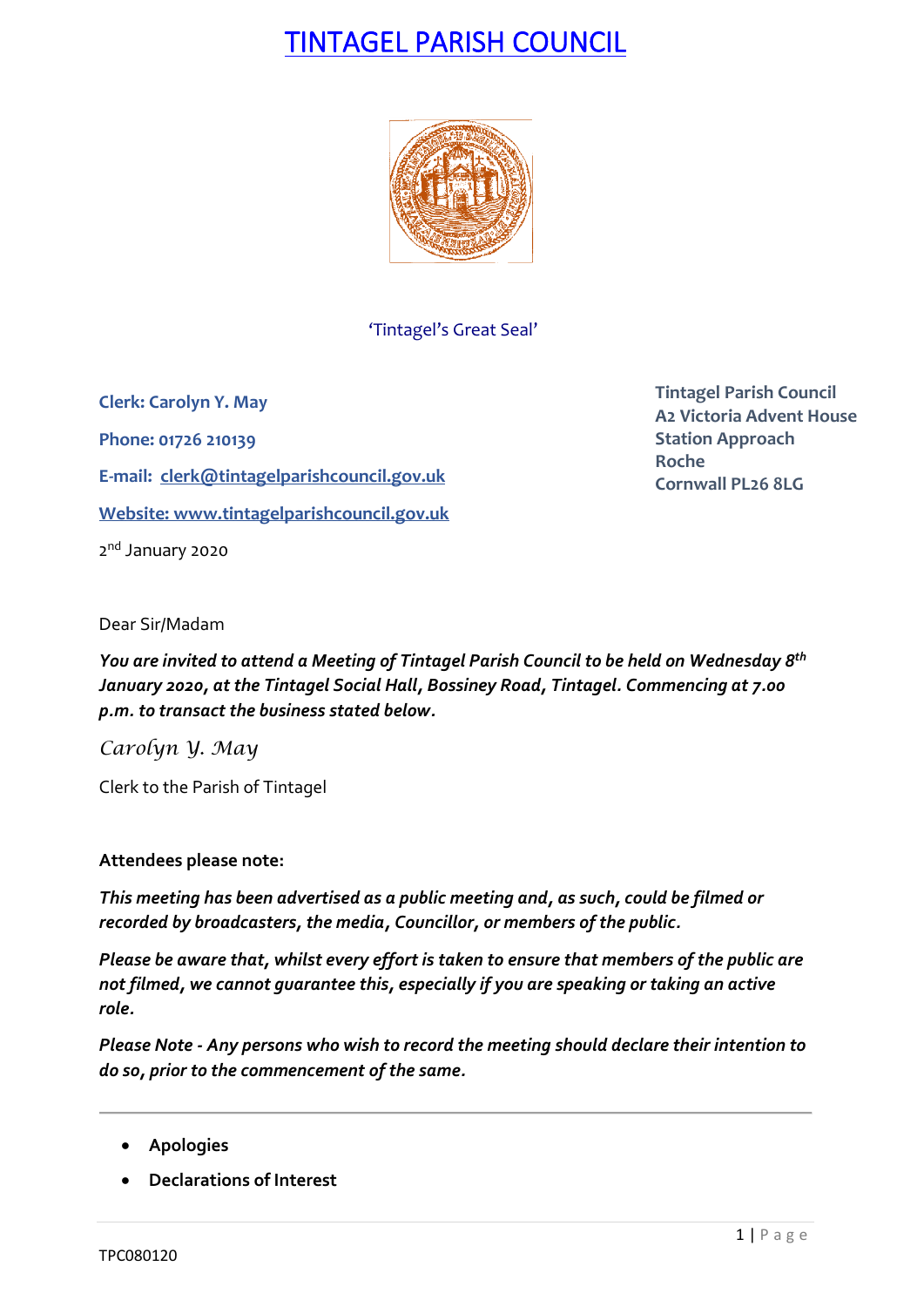# TINTAGEL PARISH COUNCIL

'Tintagel's Great Seal'

**Clerk: Carolyn Y. May**

**Phone: 01726 210139**

**E-mail: clerk@tintagelparishcouncil.gov.uk**

**Website: www.tintagelparishcouncil.gov.uk**

**Tintagel Parish Council**
**A2 Victoria Advent House**
**Station Approach**
**Roche**
**Cornwall PL26 8LG**

2nd January 2020

Dear Sir/Madam

***You are invited to attend a Meeting of Tintagel Parish Council to be held on Wednesday 8th January 2020, at the Tintagel Social Hall, Bossiney Road, Tintagel. Commencing at 7.00 p.m. to transact the business stated below.***

*Carolyn Y. May*

Clerk to the Parish of Tintagel

**Attendees please note:**

***This meeting has been advertised as a public meeting and, as such, could be filmed or recorded by broadcasters, the media, Councillor, or members of the public.***

***Please be aware that, whilst every effort is taken to ensure that members of the public are not filmed, we cannot guarantee this, especially if you are speaking or taking an active role.***

***Please Note - Any persons who wish to record the meeting should declare their intention to do so, prior to the commencement of the same.***

---

- **Apologies**
- **Declarations of Interest**

TPC080120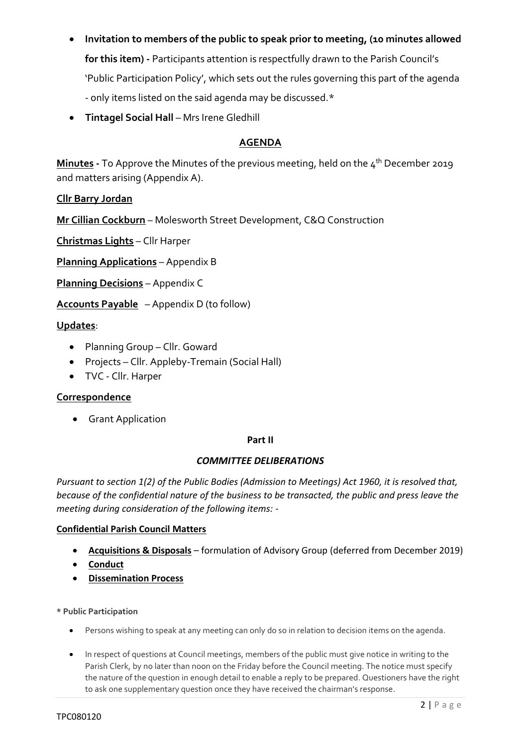- **Invitation to members of the public to speak prior to meeting, (10 minutes allowed for this item) -** Participants attention is respectfully drawn to the Parish Council's 'Public Participation Policy', which sets out the rules governing this part of the agenda - only items listed on the said agenda may be discussed.*
- **Tintagel Social Hall** – Mrs Irene Gledhill

## AGENDA

**Minutes -** To Approve the Minutes of the previous meeting, held on the 4th December 2019 and matters arising (Appendix A).

**Cllr Barry Jordan**

**Mr Cillian Cockburn** – Molesworth Street Development, C&Q Construction

**Christmas Lights** – Cllr Harper

**Planning Applications** – Appendix B

**Planning Decisions** – Appendix C

**Accounts Payable** – Appendix D (to follow)

**Updates**:

- Planning Group – Cllr. Goward
- Projects – Cllr. Appleby-Tremain (Social Hall)
- TVC - Cllr. Harper

**Correspondence**

- Grant Application

**Part II**

***COMMITTEE DELIBERATIONS***

*Pursuant to section 1(2) of the Public Bodies (Admission to Meetings) Act 1960, it is resolved that, because of the confidential nature of the business to be transacted, the public and press leave the meeting during consideration of the following items: -*

**Confidential Parish Council Matters**

- **Acquisitions & Disposals** – formulation of Advisory Group (deferred from December 2019)
- **Conduct**
- **Dissemination Process**

**\* Public Participation**

- Persons wishing to speak at any meeting can only do so in relation to decision items on the agenda.
- In respect of questions at Council meetings, members of the public must give notice in writing to the Parish Clerk, by no later than noon on the Friday before the Council meeting. The notice must specify the nature of the question in enough detail to enable a reply to be prepared. Questioners have the right to ask one supplementary question once they have received the chairman's response.

TPC080120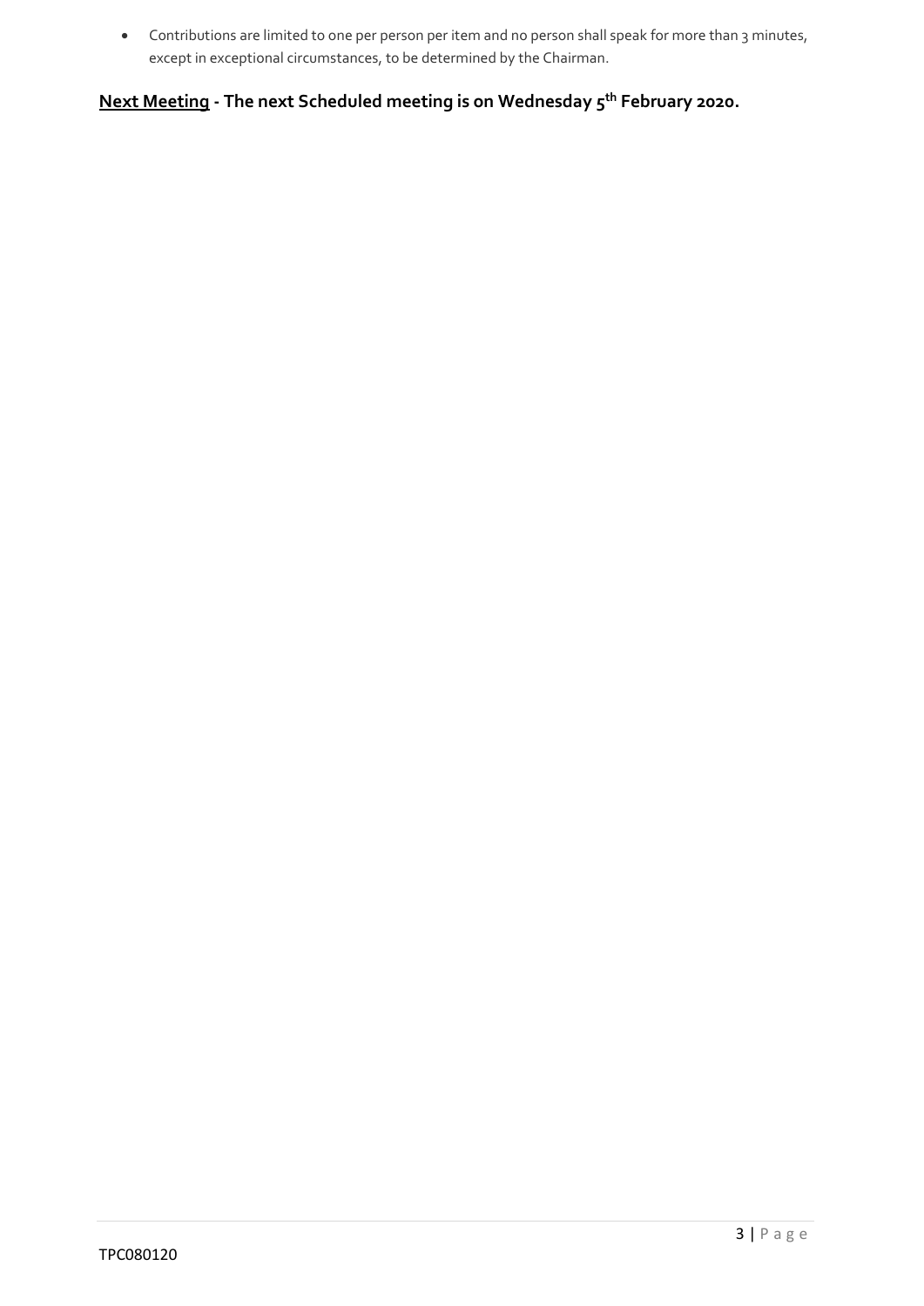- Contributions are limited to one per person per item and no person shall speak for more than 3 minutes, except in exceptional circumstances, to be determined by the Chairman.

**Next Meeting - The next Scheduled meeting is on Wednesday 5th February 2020.**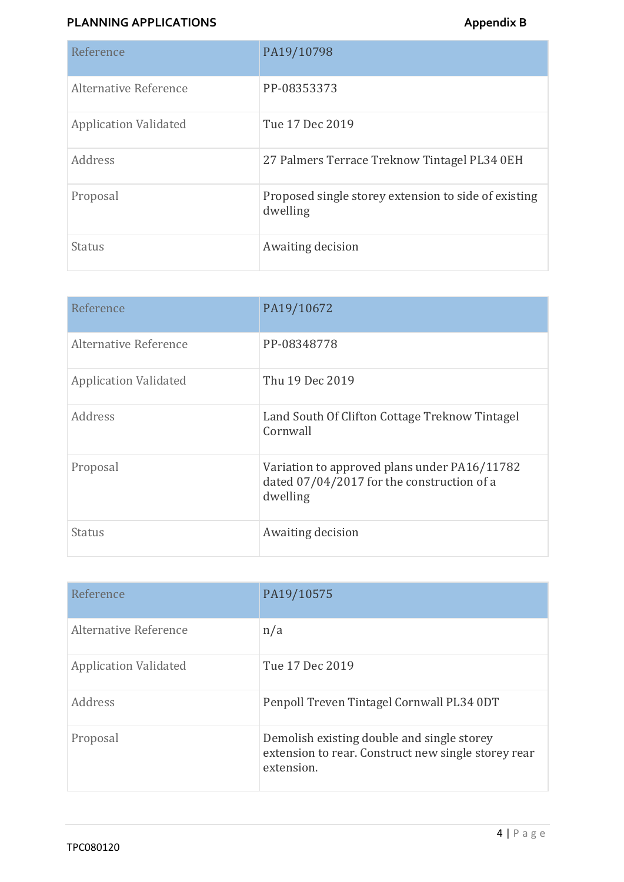| Reference | PA19/10798 |
|---|---|
| Alternative Reference | PP-08353373 |
| Application Validated | Tue 17 Dec 2019 |
| Address | 27 Palmers Terrace Treknow Tintagel PL34 0EH |
| Proposal | Proposed single storey extension to side of existing dwelling |
| Status | Awaiting decision |

| Reference | PA19/10672 |
|---|---|
| Alternative Reference | PP-08348778 |
| Application Validated | Thu 19 Dec 2019 |
| Address | Land South Of Clifton Cottage Treknow Tintagel Cornwall |
| Proposal | Variation to approved plans under PA16/11782 dated 07/04/2017 for the construction of a dwelling |
| Status | Awaiting decision |

| Reference | PA19/10575 |
|---|---|
| Alternative Reference | n/a |
| Application Validated | Tue 17 Dec 2019 |
| Address | Penpoll Treven Tintagel Cornwall PL34 0DT |
| Proposal | Demolish existing double and single storey extension to rear. Construct new single storey rear extension. |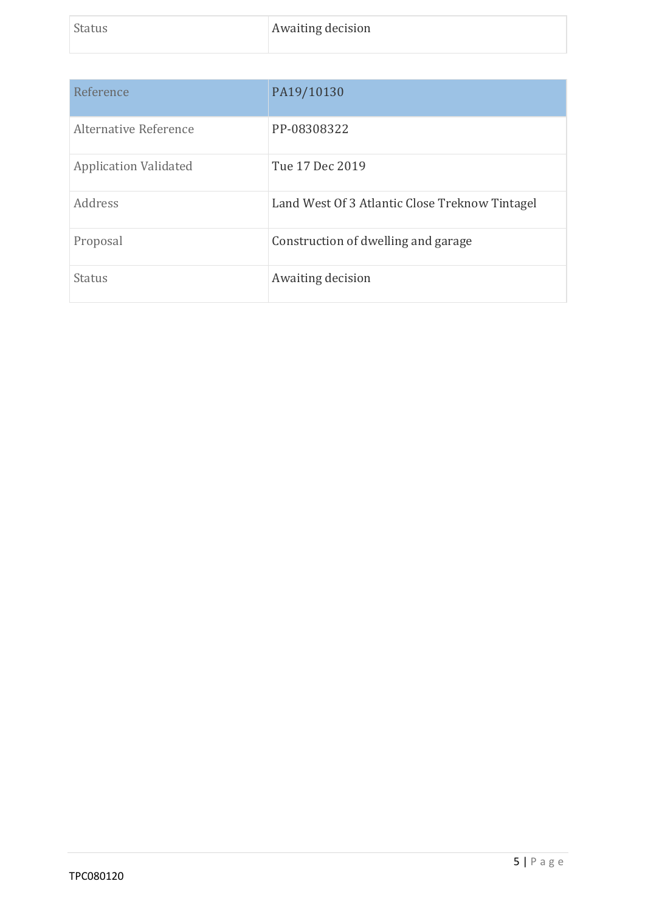| Status | Awaiting decision |
|---|---|

| Reference | PA19/10130 |
|---|---|
| Alternative Reference | PP-08308322 |
| Application Validated | Tue 17 Dec 2019 |
| Address | Land West Of 3 Atlantic Close Treknow Tintagel |
| Proposal | Construction of dwelling and garage |
| Status | Awaiting decision |

TPC080120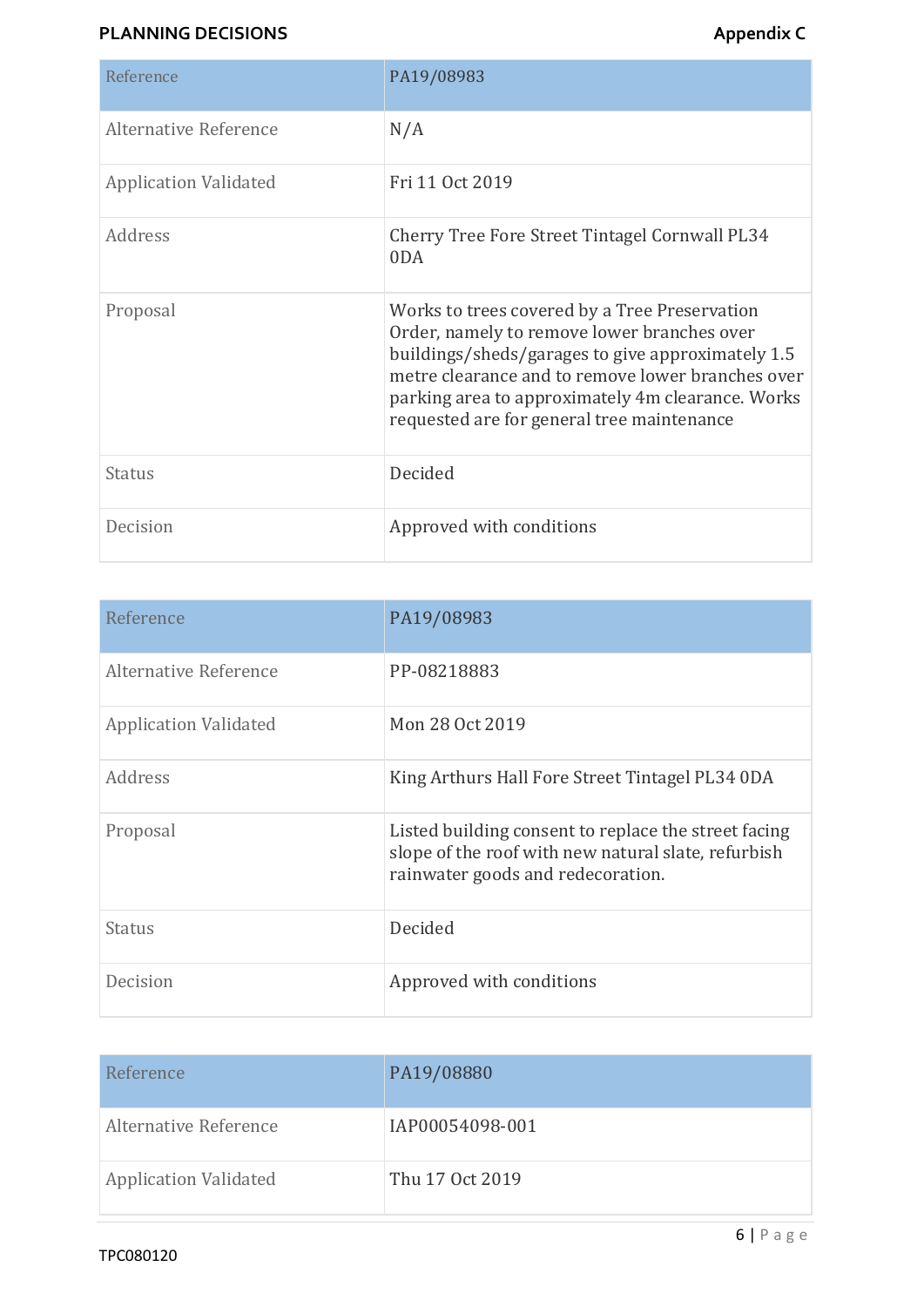| Reference | PA19/08983 |
| --- | --- |
| Alternative Reference | N/A |
| Application Validated | Fri 11 Oct 2019 |
| Address | Cherry Tree Fore Street Tintagel Cornwall PL34 0DA |
| Proposal | Works to trees covered by a Tree Preservation Order, namely to remove lower branches over buildings/sheds/garages to give approximately 1.5 metre clearance and to remove lower branches over parking area to approximately 4m clearance. Works requested are for general tree maintenance |
| Status | Decided |
| Decision | Approved with conditions |

| Reference | PA19/08983 |
| --- | --- |
| Alternative Reference | PP-08218883 |
| Application Validated | Mon 28 Oct 2019 |
| Address | King Arthurs Hall Fore Street Tintagel PL34 0DA |
| Proposal | Listed building consent to replace the street facing slope of the roof with new natural slate, refurbish rainwater goods and redecoration. |
| Status | Decided |
| Decision | Approved with conditions |

| Reference | PA19/08880 |
| --- | --- |
| Alternative Reference | IAP00054098-001 |
| Application Validated | Thu 17 Oct 2019 |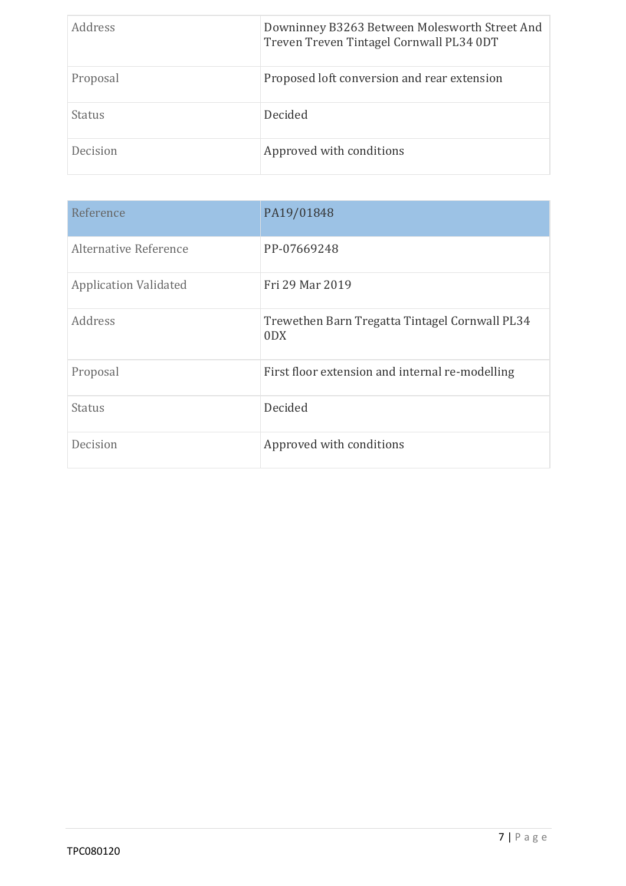| | |
|---|---|
| Address | Downinney B3263 Between Molesworth Street And Treven Treven Tintagel Cornwall PL34 0DT |
| Proposal | Proposed loft conversion and rear extension |
| Status | Decided |
| Decision | Approved with conditions |

| Reference | PA19/01848 |
|---|---|
| Alternative Reference | PP-07669248 |
| Application Validated | Fri 29 Mar 2019 |
| Address | Trewethen Barn Tregatta Tintagel Cornwall PL34 0DX |
| Proposal | First floor extension and internal re-modelling |
| Status | Decided |
| Decision | Approved with conditions |